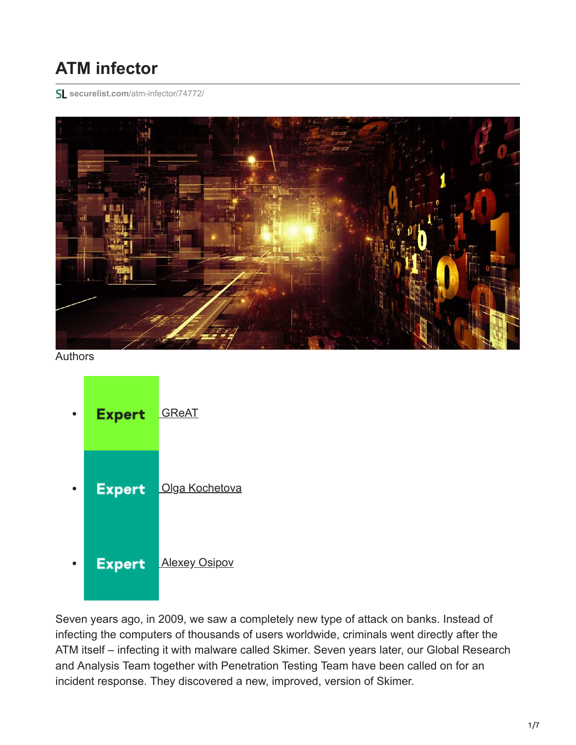# ATM infector

securelist.com/atm-infector/74772/

Authors

- Expert GReAT
- Expert Olga Kochetova
- Expert Alexey Osipov

Seven years ago, in 2009, we saw a completely new type of attack on banks. Instead of infecting the computers of thousands of users worldwide, criminals went directly after the ATM itself – infecting it with malware called Skimer. Seven years later, our Global Research and Analysis Team together with Penetration Testing Team have been called on for an incident response. They discovered a new, improved, version of Skimer.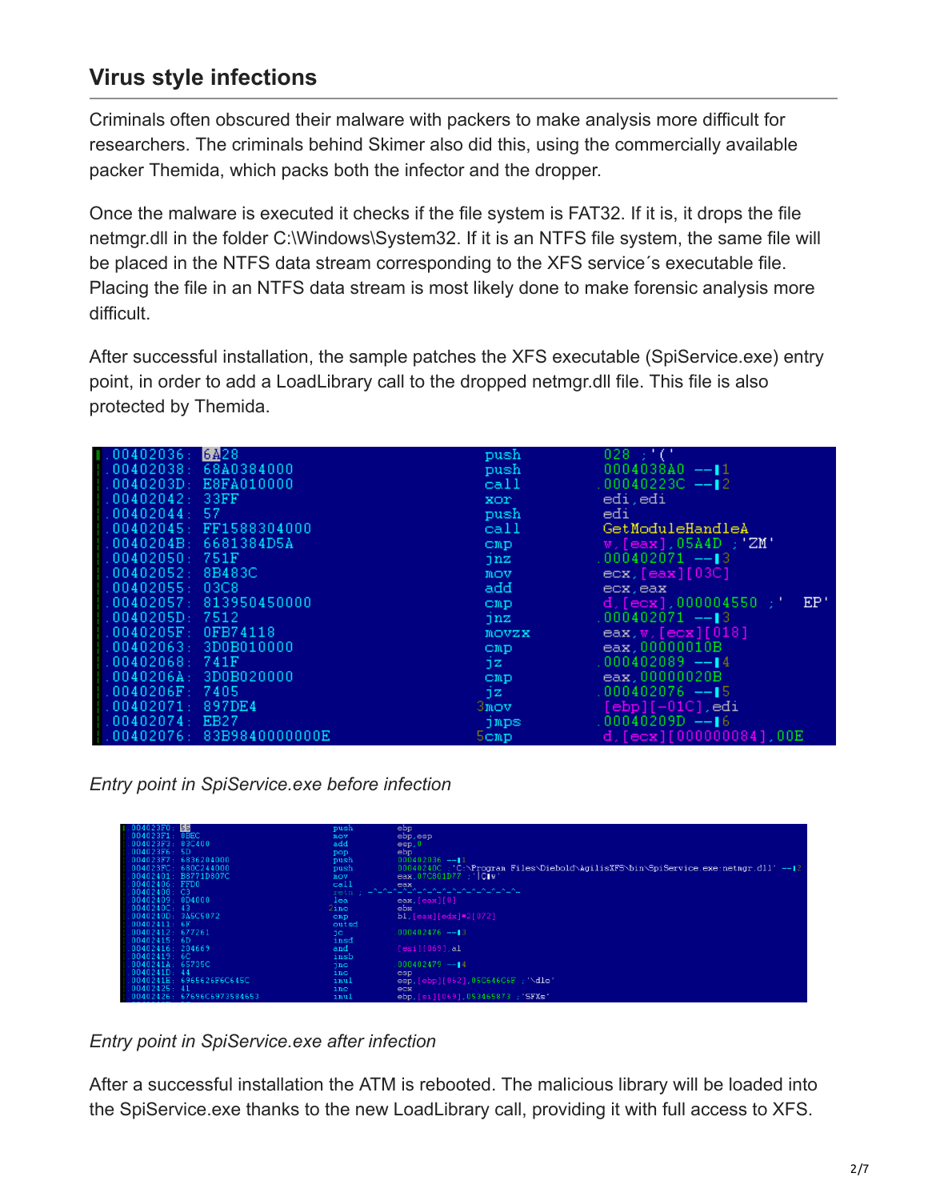## Virus style infections

Criminals often obscured their malware with packers to make analysis more difficult for researchers. The criminals behind Skimer also did this, using the commercially available packer Themida, which packs both the infector and the dropper.

Once the malware is executed it checks if the file system is FAT32. If it is, it drops the file netmgr.dll in the folder C:\Windows\System32. If it is an NTFS file system, the same file will be placed in the NTFS data stream corresponding to the XFS service´s executable file. Placing the file in an NTFS data stream is most likely done to make forensic analysis more difficult.

After successful installation, the sample patches the XFS executable (SpiService.exe) entry point, in order to add a LoadLibrary call to the dropped netmgr.dll file. This file is also protected by Themida.

```
.00402036: 6A28              push    028 ;'('
.00402038: 68A0384000        push    0004038A0 --1
.0040203D: E8FA010000        call    .00040223C --2
.00402042: 33FF              xor     edi,edi
.00402044: 57                push    edi
.00402045: FF1588304000      call    GetModuleHandleA
.0040204B: 6681384D5A        cmp     w,[eax],05A4D ;'ZM'
.00402050: 751F              jnz     .000402071 --3
.00402052: 8B483C            mov     ecx,[eax][03C]
.00402055: 03C8              add     ecx,eax
.00402057: 813950450000      cmp     d,[ecx],000004550 ;'  EP'
.0040205D: 7512              jnz     .000402071 --3
.0040205F: 0FB74118          movzx   eax,w,[ecx][018]
.00402063: 3D0B010000        cmp     eax,00000010B
.00402068: 741F              jz      .000402089 --4
.0040206A: 3D0B020000        cmp     eax,00000020B
.0040206F: 7405              jz      .000402076 --5
.00402071: 897DE4           3mov     [ebp][-01C],edi
.00402074: EB27              jmps    .00040209D --6
.00402076: 83B9840000000E   5cmp     d,[ecx][000000084],00E
```

*Entry point in SpiService.exe before infection*

```
.004023F0: 55                push    ebp
.004023F1: 8BEC              mov     ebp,esp
.004023F3: 83C400            add     esp,0
.004023F6: 5D                pop     ebp
.004023F7: 6836204000        push    000402036 --1
.004023FC: 680C244000        push    00040240C ;'C:\Program Files\Diebold\AgilisXFS\bin\SpiService.exe:netmgr.dll' --2
.00402401: B8771D807C        mov     eax,07C801D77 ;'|C w'
.00402406: FFD0              call    eax
.00402408: C3                retn ; -^-^-^-^-^-^-^-^-^-^-^-^-^-^-
.00402409: 8D4000            lea     eax,[eax][0]
.0040240C: 43               2inc     ebx
.0040240D: 3A5C5072          cmp     bl,[eax][edx]*2[072]
.00402411: 6F                outsd
.00402412: 677261            jc      000402476 --3
.00402415: 6D                insd
.00402416: 204669            and     [esi][069],al
.00402419: 6C                insb
.0040241A: 65735C            jnc     000402479 --4
.0040241D: 44                inc     esp
.0040241E: 6965626F6C645C    imul    esp,[ebp][062],05C646C6F ;'\dlo'
.00402425: 41                inc     ecx
.00402426: 67696C6973584653  imul    ebp,[si][069],053465873 ;'SFXs'
```

*Entry point in SpiService.exe after infection*

After a successful installation the ATM is rebooted. The malicious library will be loaded into the SpiService.exe thanks to the new LoadLibrary call, providing it with full access to XFS.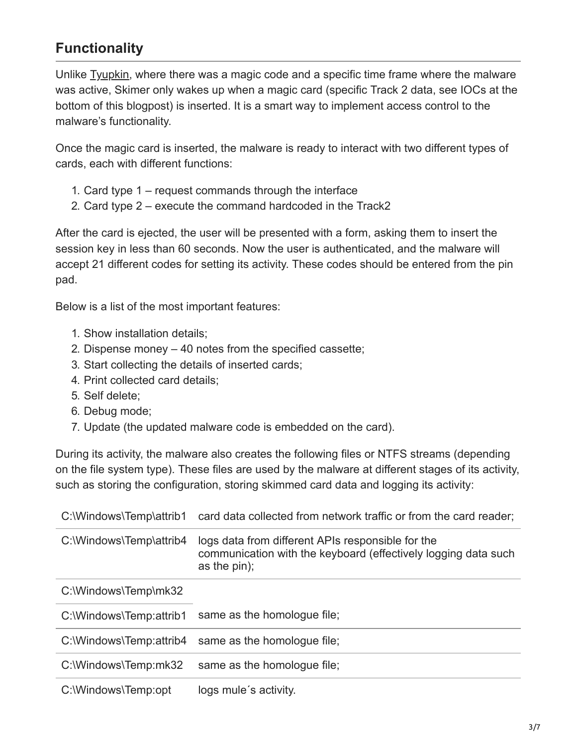## Functionality

Unlike Tyupkin, where there was a magic code and a specific time frame where the malware was active, Skimer only wakes up when a magic card (specific Track 2 data, see IOCs at the bottom of this blogpost) is inserted. It is a smart way to implement access control to the malware's functionality.

Once the magic card is inserted, the malware is ready to interact with two different types of cards, each with different functions:

1. Card type 1 – request commands through the interface
2. Card type 2 – execute the command hardcoded in the Track2

After the card is ejected, the user will be presented with a form, asking them to insert the session key in less than 60 seconds. Now the user is authenticated, and the malware will accept 21 different codes for setting its activity. These codes should be entered from the pin pad.

Below is a list of the most important features:

1. Show installation details;
2. Dispense money – 40 notes from the specified cassette;
3. Start collecting the details of inserted cards;
4. Print collected card details;
5. Self delete;
6. Debug mode;
7. Update (the updated malware code is embedded on the card).

During its activity, the malware also creates the following files or NTFS streams (depending on the file system type). These files are used by the malware at different stages of its activity, such as storing the configuration, storing skimmed card data and logging its activity:

| | |
|---|---|
| C:\Windows\Temp\attrib1 | card data collected from network traffic or from the card reader; |
| C:\Windows\Temp\attrib4 | logs data from different APIs responsible for the communication with the keyboard (effectively logging data such as the pin); |
| C:\Windows\Temp\mk32 | |
| C:\Windows\Temp:attrib1 | same as the homologue file; |
| C:\Windows\Temp:attrib4 | same as the homologue file; |
| C:\Windows\Temp:mk32 | same as the homologue file; |
| C:\Windows\Temp:opt | logs mule´s activity. |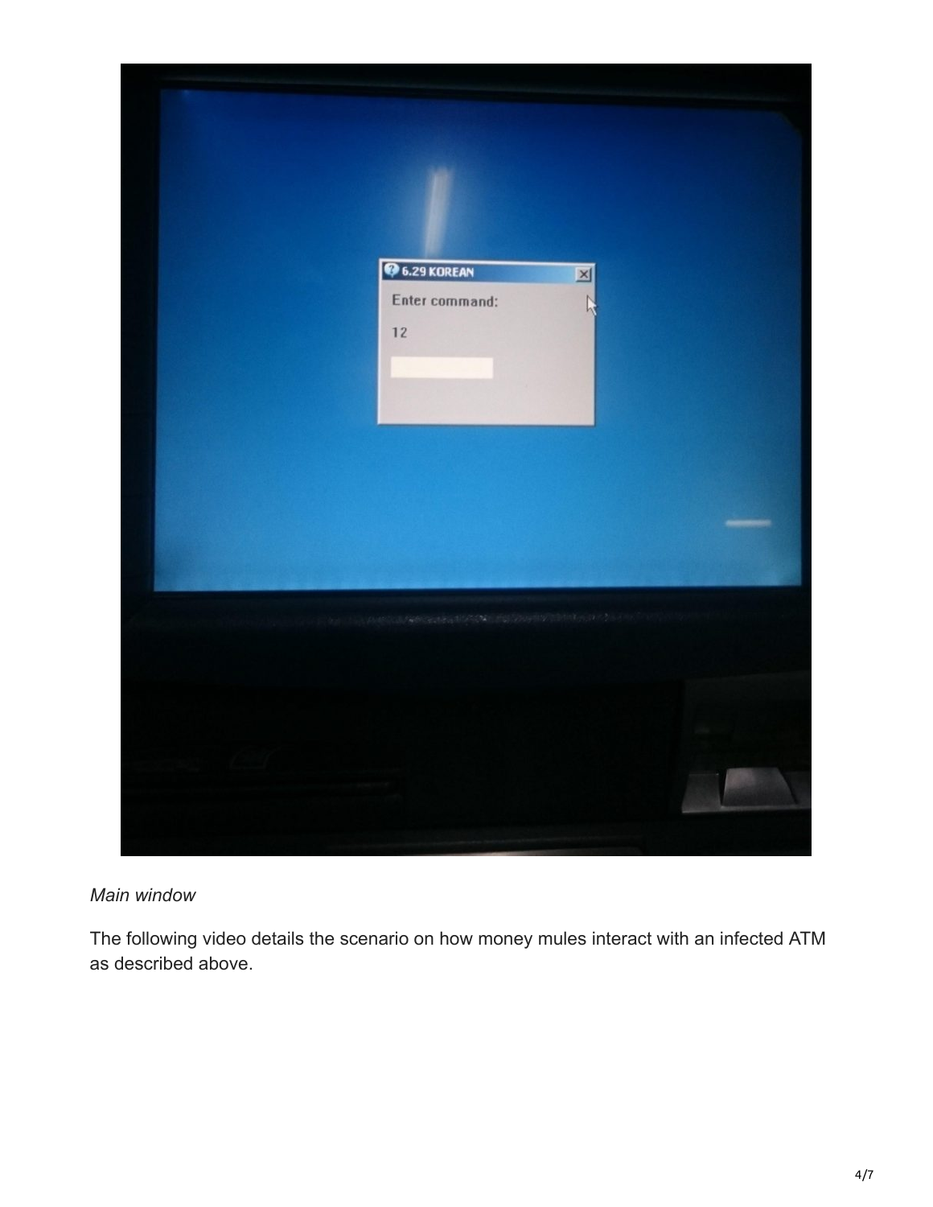*Main window*

The following video details the scenario on how money mules interact with an infected ATM as described above.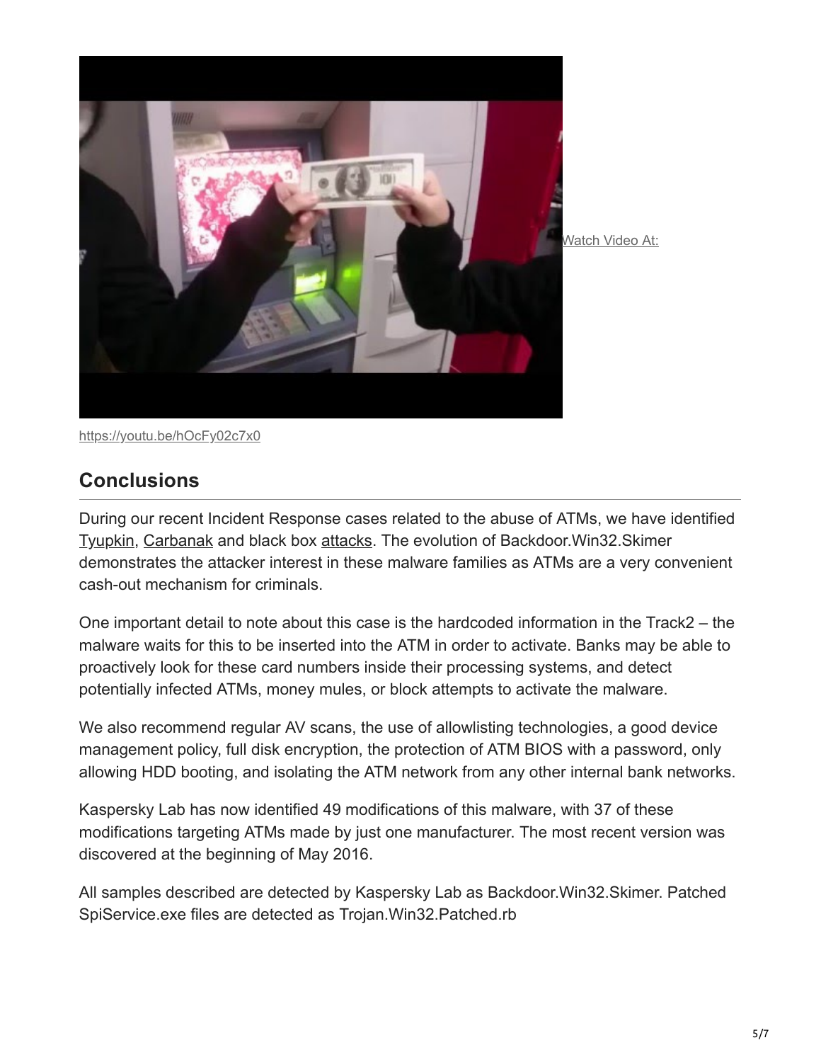Watch Video At:

https://youtu.be/hOcFy02c7x0

## Conclusions

During our recent Incident Response cases related to the abuse of ATMs, we have identified Tyupkin, Carbanak and black box attacks. The evolution of Backdoor.Win32.Skimer demonstrates the attacker interest in these malware families as ATMs are a very convenient cash-out mechanism for criminals.

One important detail to note about this case is the hardcoded information in the Track2 – the malware waits for this to be inserted into the ATM in order to activate. Banks may be able to proactively look for these card numbers inside their processing systems, and detect potentially infected ATMs, money mules, or block attempts to activate the malware.

We also recommend regular AV scans, the use of allowlisting technologies, a good device management policy, full disk encryption, the protection of ATM BIOS with a password, only allowing HDD booting, and isolating the ATM network from any other internal bank networks.

Kaspersky Lab has now identified 49 modifications of this malware, with 37 of these modifications targeting ATMs made by just one manufacturer. The most recent version was discovered at the beginning of May 2016.

All samples described are detected by Kaspersky Lab as Backdoor.Win32.Skimer. Patched SpiService.exe files are detected as Trojan.Win32.Patched.rb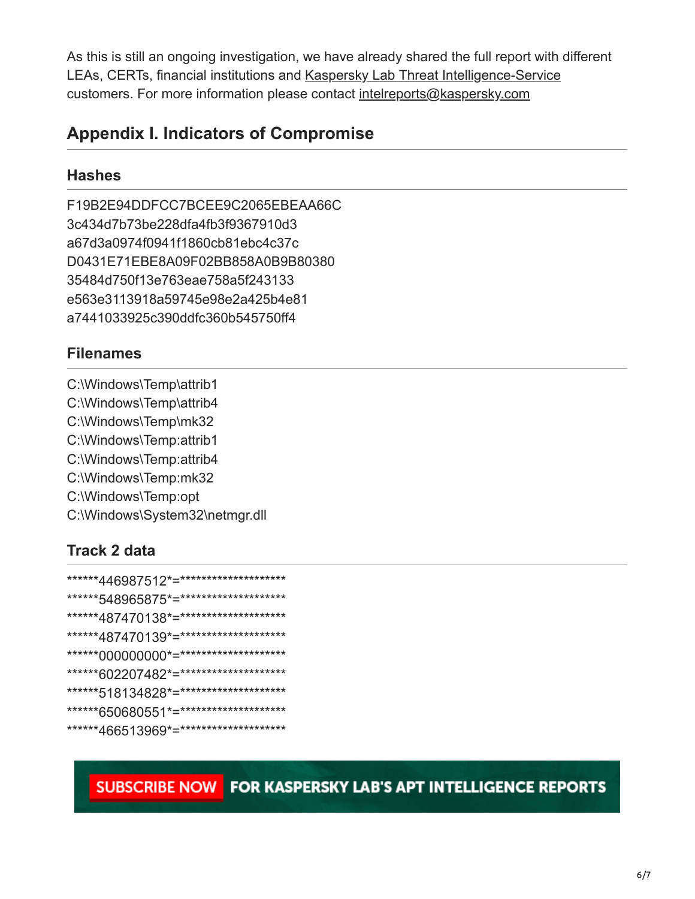As this is still an ongoing investigation, we have already shared the full report with different LEAs, CERTs, financial institutions and Kaspersky Lab Threat Intelligence-Service customers. For more information please contact intelreports@kaspersky.com

## Appendix I. Indicators of Compromise

### Hashes

F19B2E94DDFCC7BCEE9C2065EBEAA66C
3c434d7b73be228dfa4fb3f9367910d3
a67d3a0974f0941f1860cb81ebc4c37c
D0431E71EBE8A09F02BB858A0B9B80380
35484d750f13e763eae758a5f243133
e563e3113918a59745e98e2a425b4e81
a7441033925c390ddfc360b545750ff4

### Filenames

C:\Windows\Temp\attrib1
C:\Windows\Temp\attrib4
C:\Windows\Temp\mk32
C:\Windows\Temp:attrib1
C:\Windows\Temp:attrib4
C:\Windows\Temp:mk32
C:\Windows\Temp:opt
C:\Windows\System32\netmgr.dll

### Track 2 data

```
******446987512*=********************
******548965875*=********************
******487470138*=********************
******487470139*=********************
******000000000*=********************
******602207482*=********************
******518134828*=********************
******650680551*=********************
******466513969*=********************
```

SUBSCRIBE NOW FOR KASPERSKY LAB'S APT INTELLIGENCE REPORTS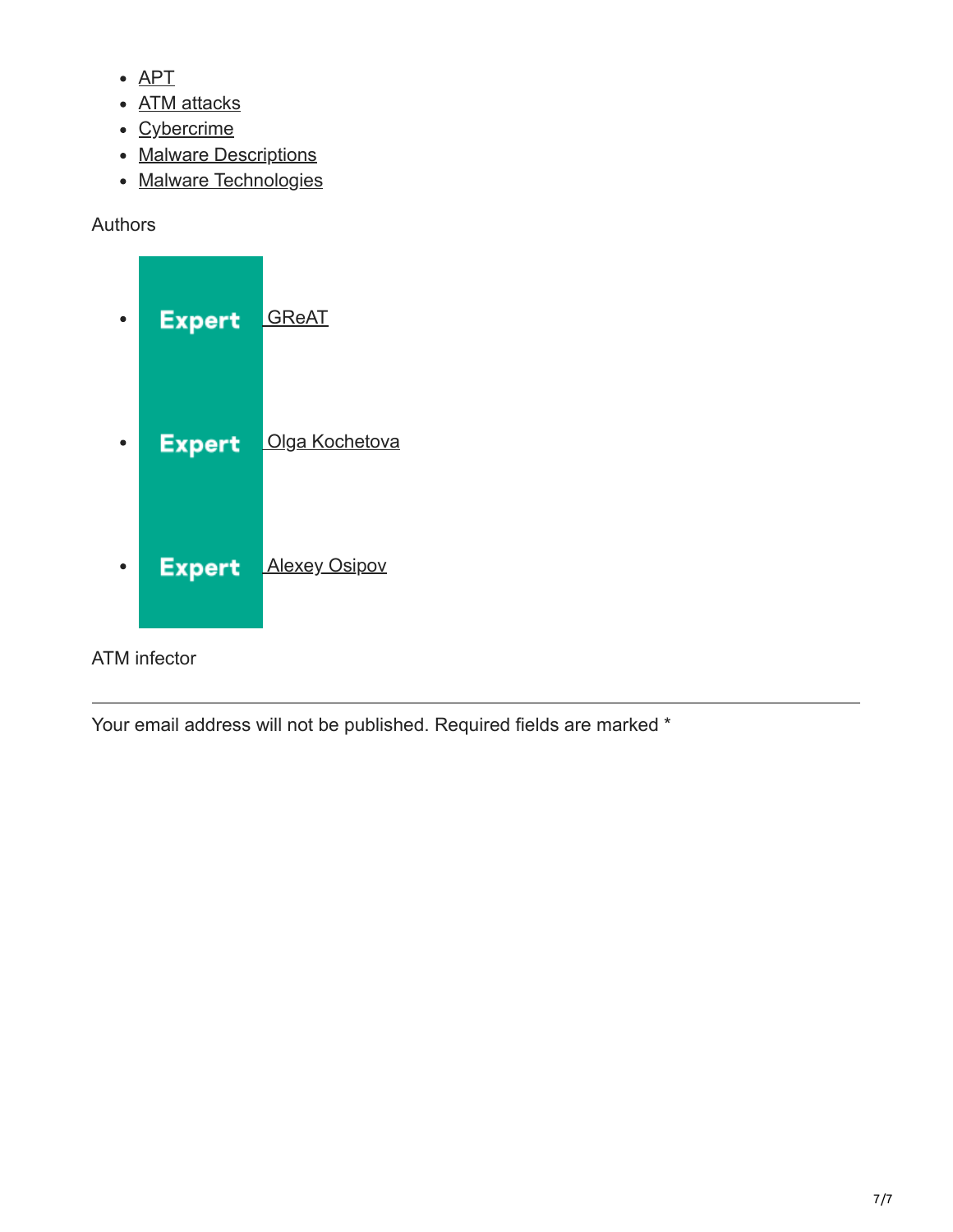- APT
- ATM attacks
- Cybercrime
- Malware Descriptions
- Malware Technologies

Authors

- Expert GReAT
- Expert Olga Kochetova
- Expert Alexey Osipov

ATM infector

---

Your email address will not be published. Required fields are marked *